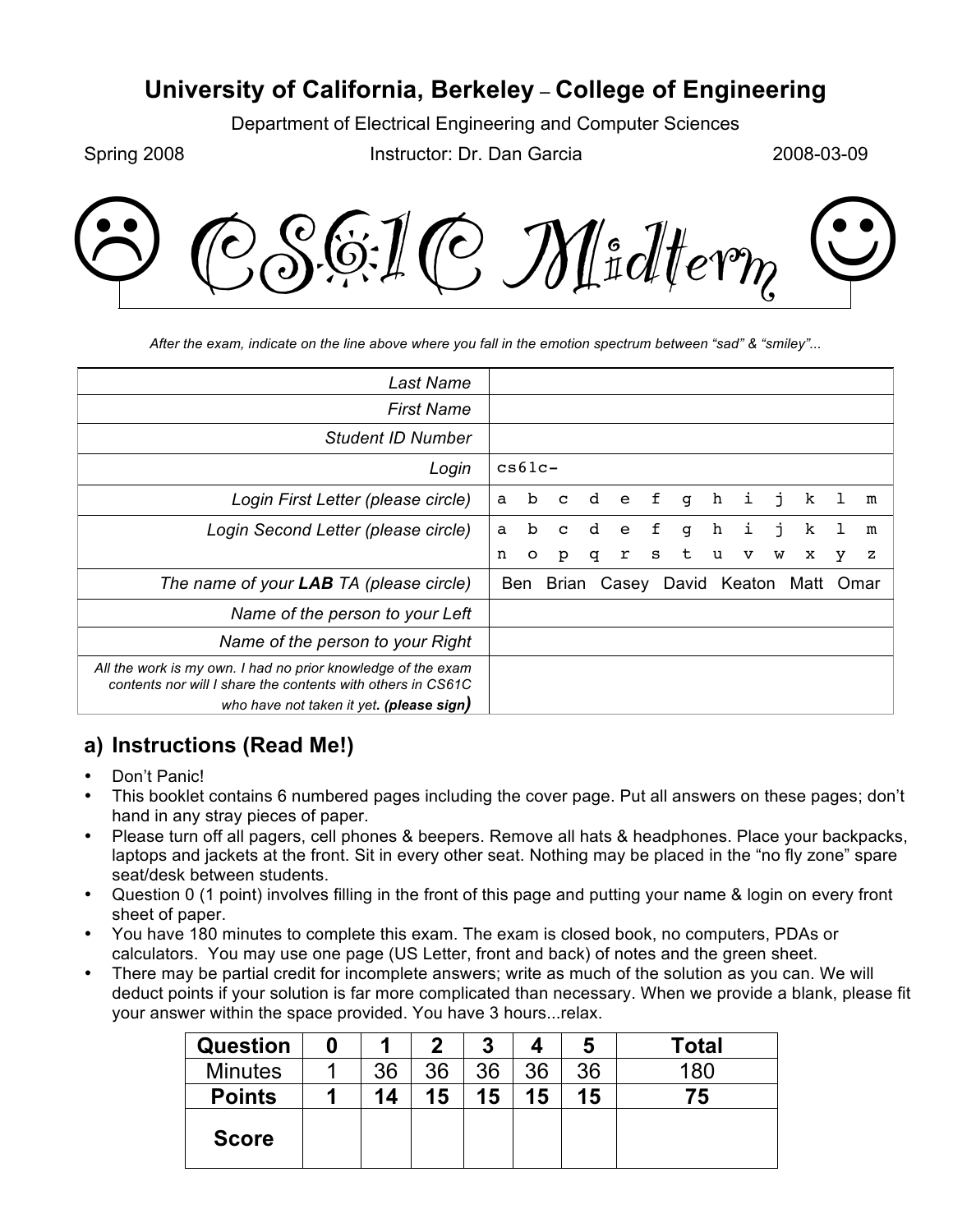# University of California, Berkeley – College of Engineering

Department of Electrical Engineering and Computer Sciences

Spring 2008 | Instructor: Dr. Dan Garcia | 2008-03-09

# ☹ CS61C Midterm ☺

*After the exam, indicate on the line above where you fall in the emotion spectrum between "sad" & "smiley"...*

| | |
|---|---|
| *Last Name* | |
| *First Name* | |
| *Student ID Number* | |
| *Login* | `cs61c-` |
| *Login First Letter (please circle)* | `a b c d e f g h i j k l m` |
| *Login Second Letter (please circle)* | `a b c d e f g h i j k l m`<br>`n o p q r s t u v w x y z` |
| *The name of your **LAB** TA (please circle)* | Ben Brian Casey David Keaton Matt Omar |
| *Name of the person to your Left* | |
| *Name of the person to your Right* | |
| *All the work is my own. I had no prior knowledge of the exam contents nor will I share the contents with others in CS61C who have not taken it yet. **(please sign)*** | |

## a) Instructions (Read Me!)

- Don't Panic!
- This booklet contains 6 numbered pages including the cover page. Put all answers on these pages; don't hand in any stray pieces of paper.
- Please turn off all pagers, cell phones & beepers. Remove all hats & headphones. Place your backpacks, laptops and jackets at the front. Sit in every other seat. Nothing may be placed in the "no fly zone" spare seat/desk between students.
- Question 0 (1 point) involves filling in the front of this page and putting your name & login on every front sheet of paper.
- You have 180 minutes to complete this exam. The exam is closed book, no computers, PDAs or calculators. You may use one page (US Letter, front and back) of notes and the green sheet.
- There may be partial credit for incomplete answers; write as much of the solution as you can. We will deduct points if your solution is far more complicated than necessary. When we provide a blank, please fit your answer within the space provided. You have 3 hours...relax.

| **Question** | **0** | **1** | **2** | **3** | **4** | **5** | **Total** |
|---|---|---|---|---|---|---|---|
| Minutes | 1 | 36 | 36 | 36 | 36 | 36 | 180 |
| **Points** | **1** | **14** | **15** | **15** | **15** | **15** | **75** |
| **Score** | | | | | | | |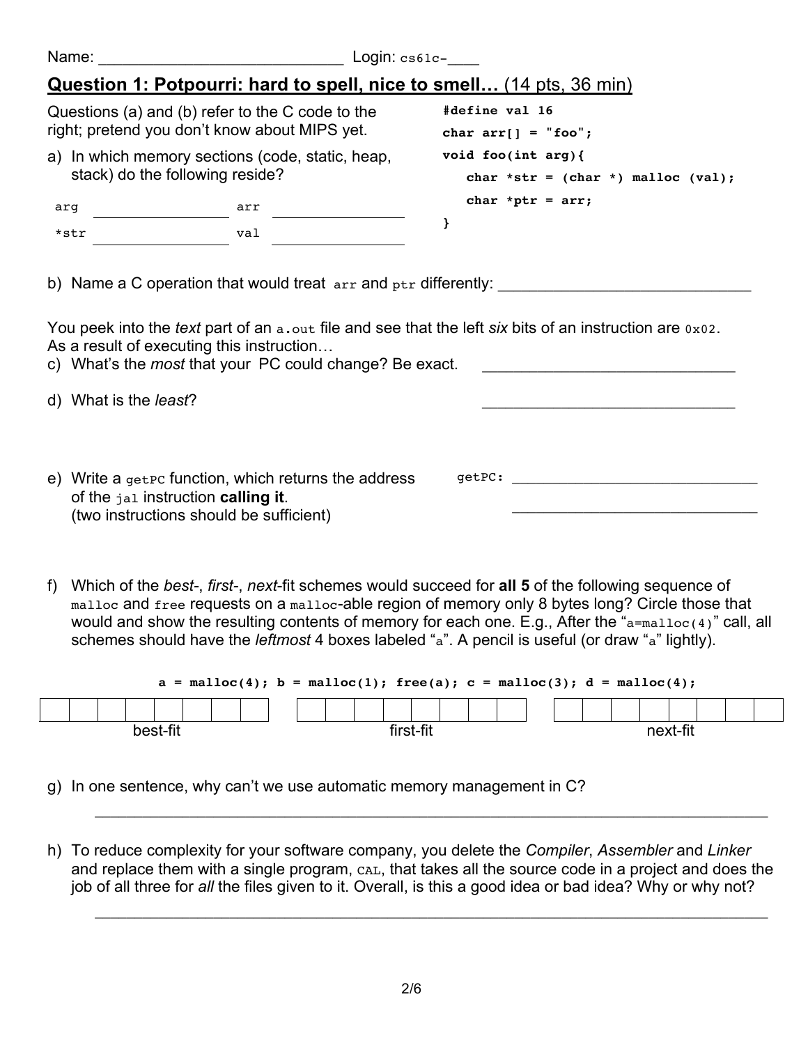Name: ___________________________ Login: cs61c-____

## Question 1: Potpourri: hard to spell, nice to smell… (14 pts, 36 min)

Questions (a) and (b) refer to the C code to the right; pretend you don't know about MIPS yet.

```
#define val 16
char arr[] = "foo";
void foo(int arg){
   char *str = (char *) malloc (val);
   char *ptr = arr;
}
```

a) In which memory sections (code, static, heap, stack) do the following reside?

| | | | |
|---|---|---|---|
| arg | ____________ | arr | ____________ |
| *str | ____________ | val | ____________ |

b) Name a C operation that would treat arr and ptr differently: ______________________________

You peek into the *text* part of an a.out file and see that the left *six* bits of an instruction are 0x02. As a result of executing this instruction…

c) What's the *most* that your PC could change? Be exact. ______________________________

d) What is the *least*? ______________________________

e) Write a getPC function, which returns the address of the jal instruction **calling it**. (two instructions should be sufficient)

getPC: ______________________________

______________________________

f) Which of the *best*-, *first*-, *next*-fit schemes would succeed for **all 5** of the following sequence of malloc and free requests on a malloc-able region of memory only 8 bytes long? Circle those that would and show the resulting contents of memory for each one. E.g., After the "a=malloc(4)" call, all schemes should have the *leftmost* 4 boxes labeled "a". A pencil is useful (or draw "a" lightly).

**a = malloc(4); b = malloc(1); free(a); c = malloc(3); d = malloc(4);**

| | | | | | | | |
|---|---|---|---|---|---|---|---|
| | | | | | | | |

best-fit

| | | | | | | | |
|---|---|---|---|---|---|---|---|
| | | | | | | | |

first-fit

| | | | | | | | |
|---|---|---|---|---|---|---|---|
| | | | | | | | |

next-fit

g) In one sentence, why can't we use automatic memory management in C?

______________________________________________________________________________

h) To reduce complexity for your software company, you delete the *Compiler*, *Assembler* and *Linker* and replace them with a single program, CAL, that takes all the source code in a project and does the job of all three for *all* the files given to it. Overall, is this a good idea or bad idea? Why or why not?

______________________________________________________________________________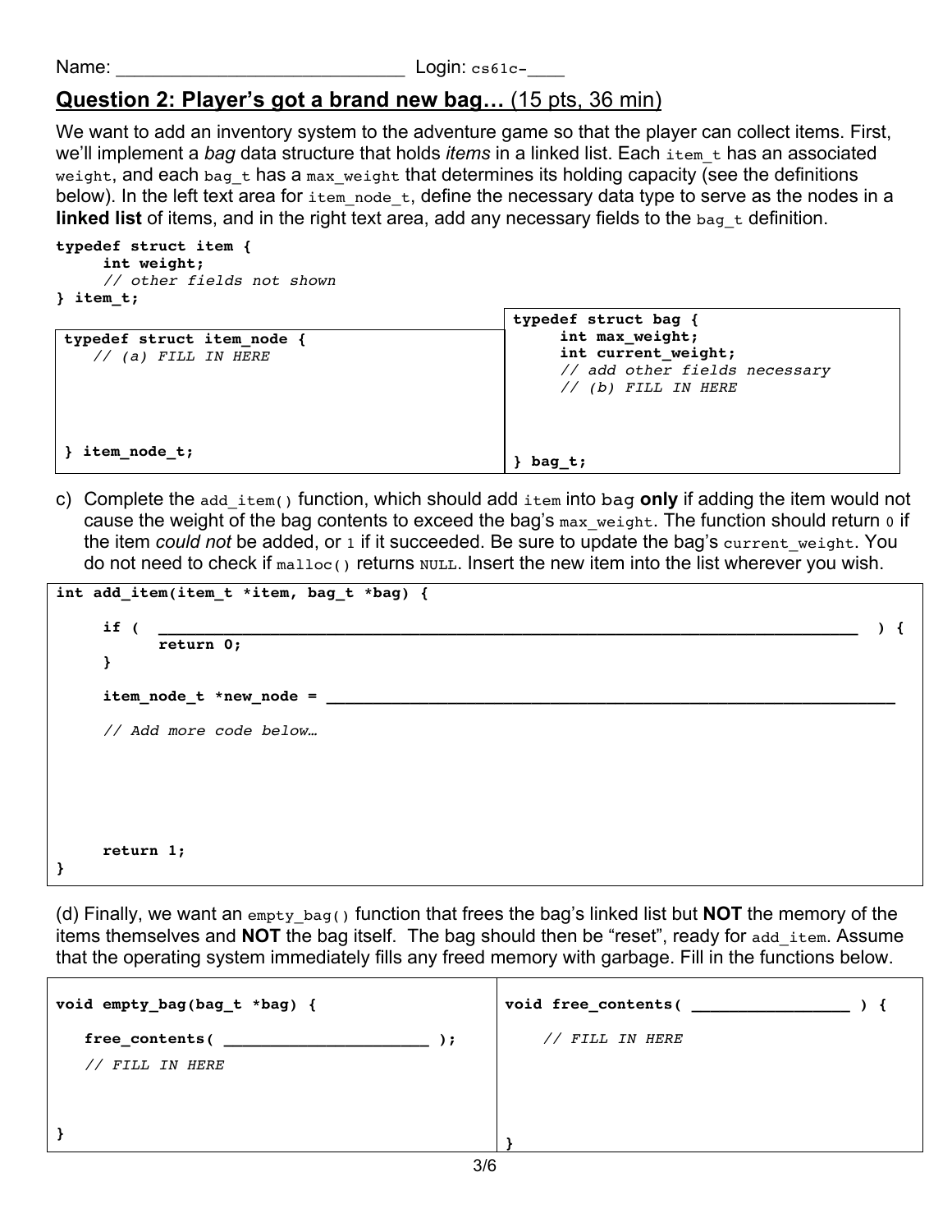Name: ___________________________ Login: cs61c-____

## Question 2: Player's got a brand new bag… (15 pts, 36 min)

We want to add an inventory system to the adventure game so that the player can collect items. First, we'll implement a *bag* data structure that holds *items* in a linked list. Each `item_t` has an associated `weight`, and each `bag_t` has a `max_weight` that determines its holding capacity (see the definitions below). In the left text area for `item_node_t`, define the necessary data type to serve as the nodes in a **linked list** of items, and in the right text area, add any necessary fields to the `bag_t` definition.

```
typedef struct item {
     int weight;
     // other fields not shown
} item_t;
```

```
typedef struct item_node {
   // (a) FILL IN HERE



} item_node_t;
```

```
typedef struct bag {
     int max_weight;
     int current_weight;
     // add other fields necessary
     // (b) FILL IN HERE


} bag_t;
```

c) Complete the `add_item()` function, which should add `item` into `bag` **only** if adding the item would not cause the weight of the bag contents to exceed the bag's `max_weight`. The function should return `0` if the item *could not* be added, or `1` if it succeeded. Be sure to update the bag's `current_weight`. You do not need to check if `malloc()` returns `NULL`. Insert the new item into the list wherever you wish.

```
int add_item(item_t *item, bag_t *bag) {

     if ( ____________________________________________________________ ) {
           return 0;
     }

     item_node_t *new_node = _____________________________________________

     // Add more code below…




     return 1;
}
```

(d) Finally, we want an `empty_bag()` function that frees the bag's linked list but **NOT** the memory of the items themselves and **NOT** the bag itself. The bag should then be "reset", ready for `add_item`. Assume that the operating system immediately fills any freed memory with garbage. Fill in the functions below.

```
void empty_bag(bag_t *bag) {

   free_contents( ____________________ );
   // FILL IN HERE


}
```

```
void free_contents( ______________ ) {

    // FILL IN HERE


}
```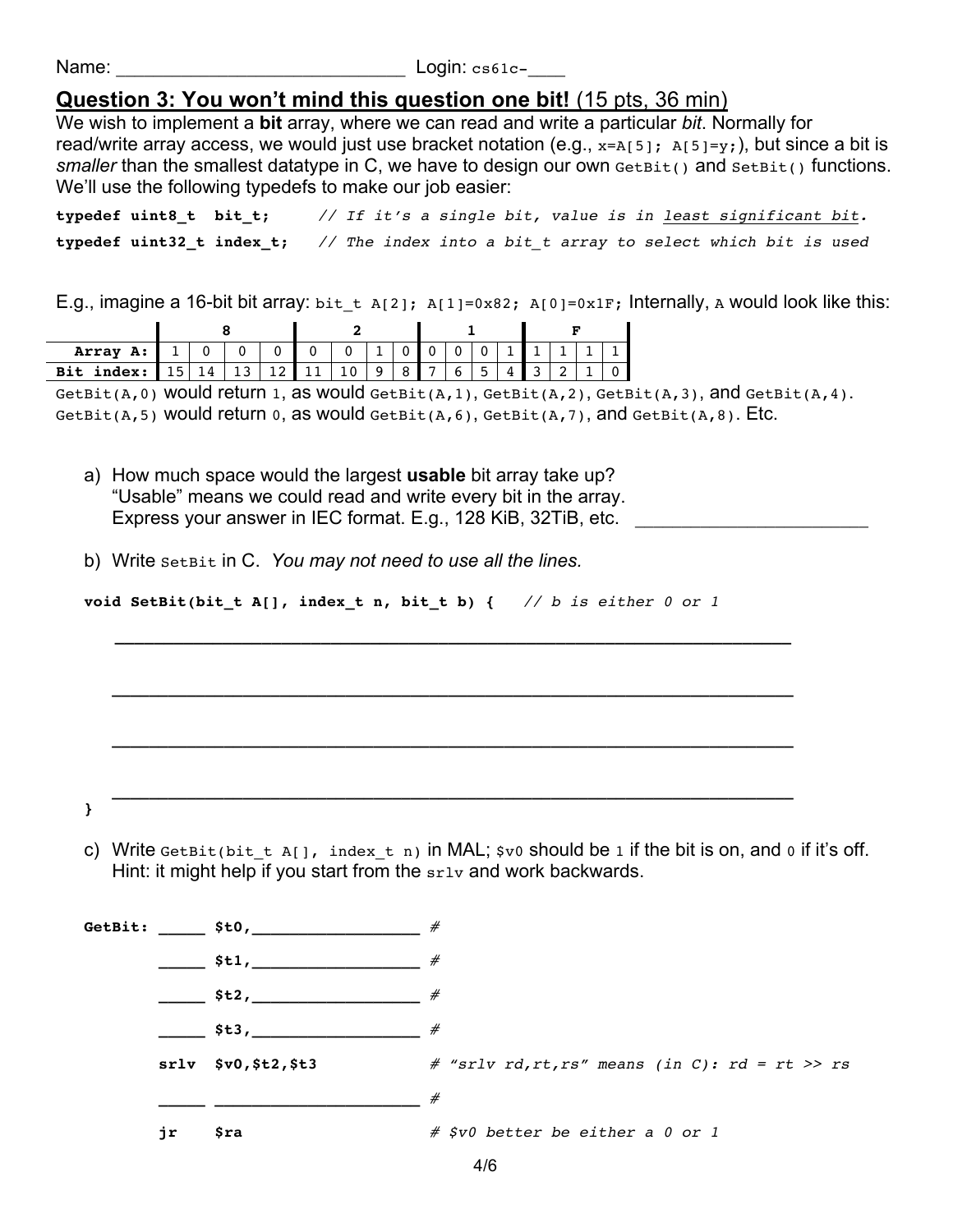Name: ____________________________ Login: cs61c-____

## Question 3: You won't mind this question one bit! (15 pts, 36 min)

We wish to implement a **bit** array, where we can read and write a particular *bit*. Normally for read/write array access, we would just use bracket notation (e.g., `x=A[5]; A[5]=y;`), but since a bit is *smaller* than the smallest datatype in C, we have to design our own `GetBit()` and `SetBit()` functions. We'll use the following typedefs to make our job easier:

```
typedef uint8_t  bit_t;      // If it's a single bit, value is in least significant bit.
typedef uint32_t index_t;    // The index into a bit_t array to select which bit is used
```

E.g., imagine a 16-bit bit array: `bit_t A[2]; A[1]=0x82; A[0]=0x1F;` Internally, `A` would look like this:

| | 8 | | | | 2 | | | | 1 | | | | F | | | |
|---|---|---|---|---|---|---|---|---|---|---|---|---|---|---|---|---|
| **Array A:** | 1 | 0 | 0 | 0 | 0 | 0 | 1 | 0 | 0 | 0 | 0 | 1 | 1 | 1 | 1 | 1 |
| **Bit index:** | 15 | 14 | 13 | 12 | 11 | 10 | 9 | 8 | 7 | 6 | 5 | 4 | 3 | 2 | 1 | 0 |

`GetBit(A,0)` would return `1`, as would `GetBit(A,1)`, `GetBit(A,2)`, `GetBit(A,3)`, and `GetBit(A,4)`.
`GetBit(A,5)` would return `0`, as would `GetBit(A,6)`, `GetBit(A,7)`, and `GetBit(A,8)`. Etc.

a) How much space would the largest **usable** bit array take up?
"Usable" means we could read and write every bit in the array.
Express your answer in IEC format. E.g., 128 KiB, 32TiB, etc. ______________________

b) Write `SetBit` in C. *You may not need to use all the lines.*

```
void SetBit(bit_t A[], index_t n, bit_t b) {    // b is either 0 or 1

    ____________________________________________________________

    ____________________________________________________________

    ____________________________________________________________

    ____________________________________________________________
}
```

c) Write `GetBit(bit_t A[], index_t n)` in MAL; `$v0` should be `1` if the bit is on, and `0` if it's off.
Hint: it might help if you start from the `srlv` and work backwards.

```
GetBit: _____ $t0,_________________ #

        _____ $t1,_________________ #

        _____ $t2,_________________ #

        _____ $t3,_________________ #

        srlv  $v0,$t2,$t3           # "srlv rd,rt,rs" means (in C): rd = rt >> rs

        _____ _____________________ #

        jr    $ra                   # $v0 better be either a 0 or 1
```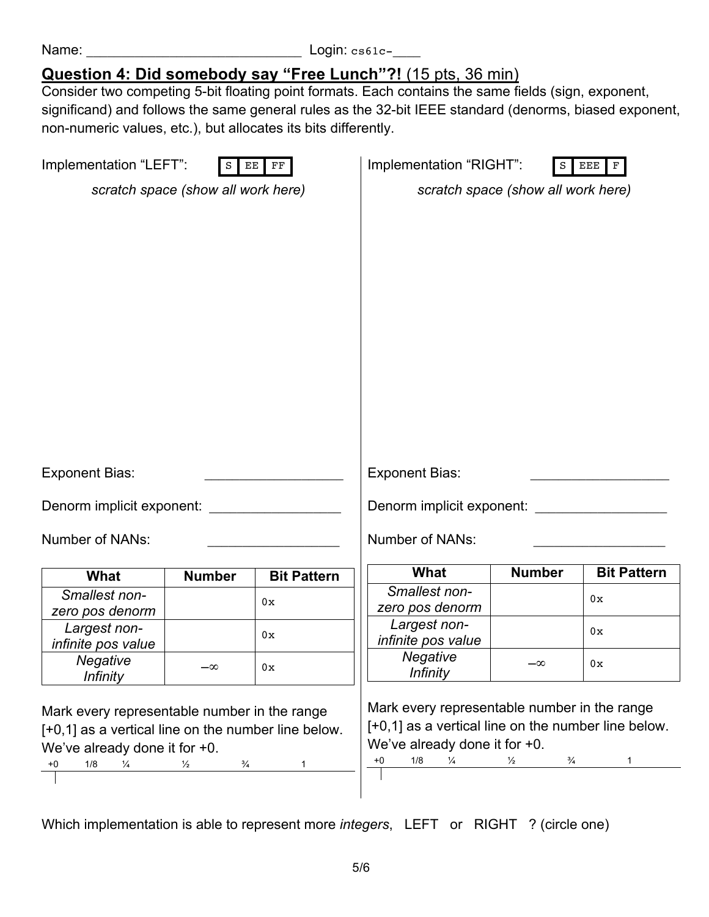Name: ____________________________ Login: cs61c-____

## Question 4: Did somebody say "Free Lunch"?! (15 pts, 36 min)

Consider two competing 5-bit floating point formats. Each contains the same fields (sign, exponent, significand) and follows the same general rules as the 32-bit IEEE standard (denorms, biased exponent, non-numeric values, etc.), but allocates its bits differently.

### Implementation "LEFT": `S | EE | FF`

*scratch space (show all work here)*

Exponent Bias: __________________

Denorm implicit exponent: _________________

Number of NANs: _________________

| What | Number | Bit Pattern |
|---|---|---|
| *Smallest non-zero pos denorm* | | 0x |
| *Largest non-infinite pos value* | | 0x |
| *Negative Infinity* | $-\infty$ | 0x |

Mark every representable number in the range [+0,1] as a vertical line on the number line below. We've already done it for +0.

+0 &nbsp;&nbsp; 1/8 &nbsp;&nbsp; ¼ &nbsp;&nbsp; ½ &nbsp;&nbsp; ¾ &nbsp;&nbsp; 1

### Implementation "RIGHT": `S | EEE | F`

*scratch space (show all work here)*

Exponent Bias: __________________

Denorm implicit exponent: _________________

Number of NANs: _________________

| What | Number | Bit Pattern |
|---|---|---|
| *Smallest non-zero pos denorm* | | 0x |
| *Largest non-infinite pos value* | | 0x |
| *Negative Infinity* | $-\infty$ | 0x |

Mark every representable number in the range [+0,1] as a vertical line on the number line below. We've already done it for +0.

+0 &nbsp;&nbsp; 1/8 &nbsp;&nbsp; ¼ &nbsp;&nbsp; ½ &nbsp;&nbsp; ¾ &nbsp;&nbsp; 1

Which implementation is able to represent more *integers*, LEFT or RIGHT ? (circle one)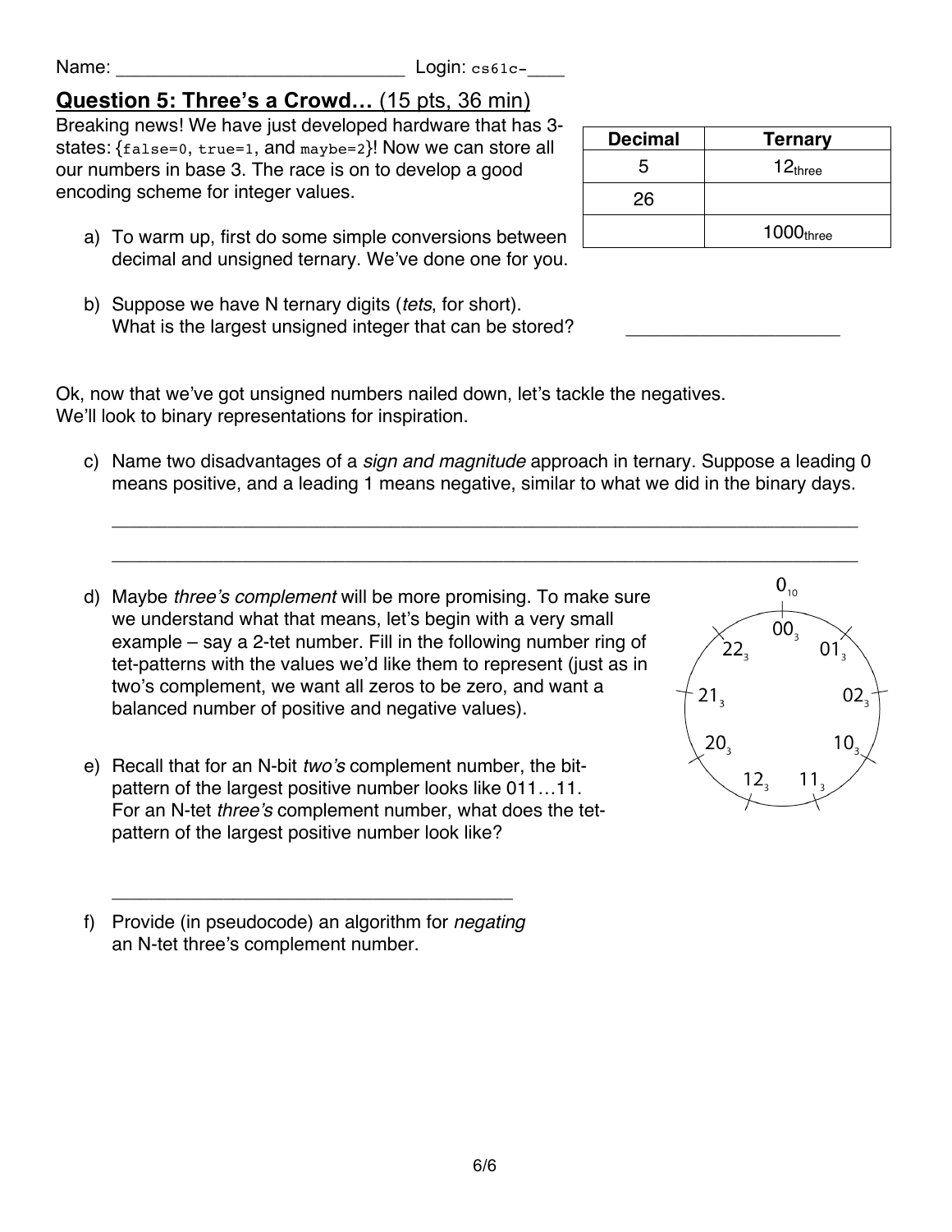Name: ____________________________ Login: cs61c-____

## Question 5: Three's a Crowd… (15 pts, 36 min)

Breaking news! We have just developed hardware that has 3-states: {false=0, true=1, and maybe=2}! Now we can store all our numbers in base 3. The race is on to develop a good encoding scheme for integer values.

| Decimal | Ternary |
|---|---|
| 5 | $12_{three}$ |
| 26 | |
| | $1000_{three}$ |

a) To warm up, first do some simple conversions between decimal and unsigned ternary. We've done one for you.

b) Suppose we have N ternary digits (*tets*, for short). What is the largest unsigned integer that can be stored? ____________________

Ok, now that we've got unsigned numbers nailed down, let's tackle the negatives. We'll look to binary representations for inspiration.

c) Name two disadvantages of a *sign and magnitude* approach in ternary. Suppose a leading 0 means positive, and a leading 1 means negative, similar to what we did in the binary days.

________________________________________________________________________

________________________________________________________________________

d) Maybe *three's complement* will be more promising. To make sure we understand what that means, let's begin with a very small example – say a 2-tet number. Fill in the following number ring of tet-patterns with the values we'd like them to represent (just as in two's complement, we want all zeros to be zero, and want a balanced number of positive and negative values).

$0_{10}$

$00_3$ $01_3$ $02_3$ $10_3$ $11_3$ $12_3$ $20_3$ $21_3$ $22_3$

e) Recall that for an N-bit *two's* complement number, the bit-pattern of the largest positive number looks like 011…11. For an N-tet *three's* complement number, what does the tet-pattern of the largest positive number look like?

________________________________________

f) Provide (in pseudocode) an algorithm for *negating* an N-tet three's complement number.